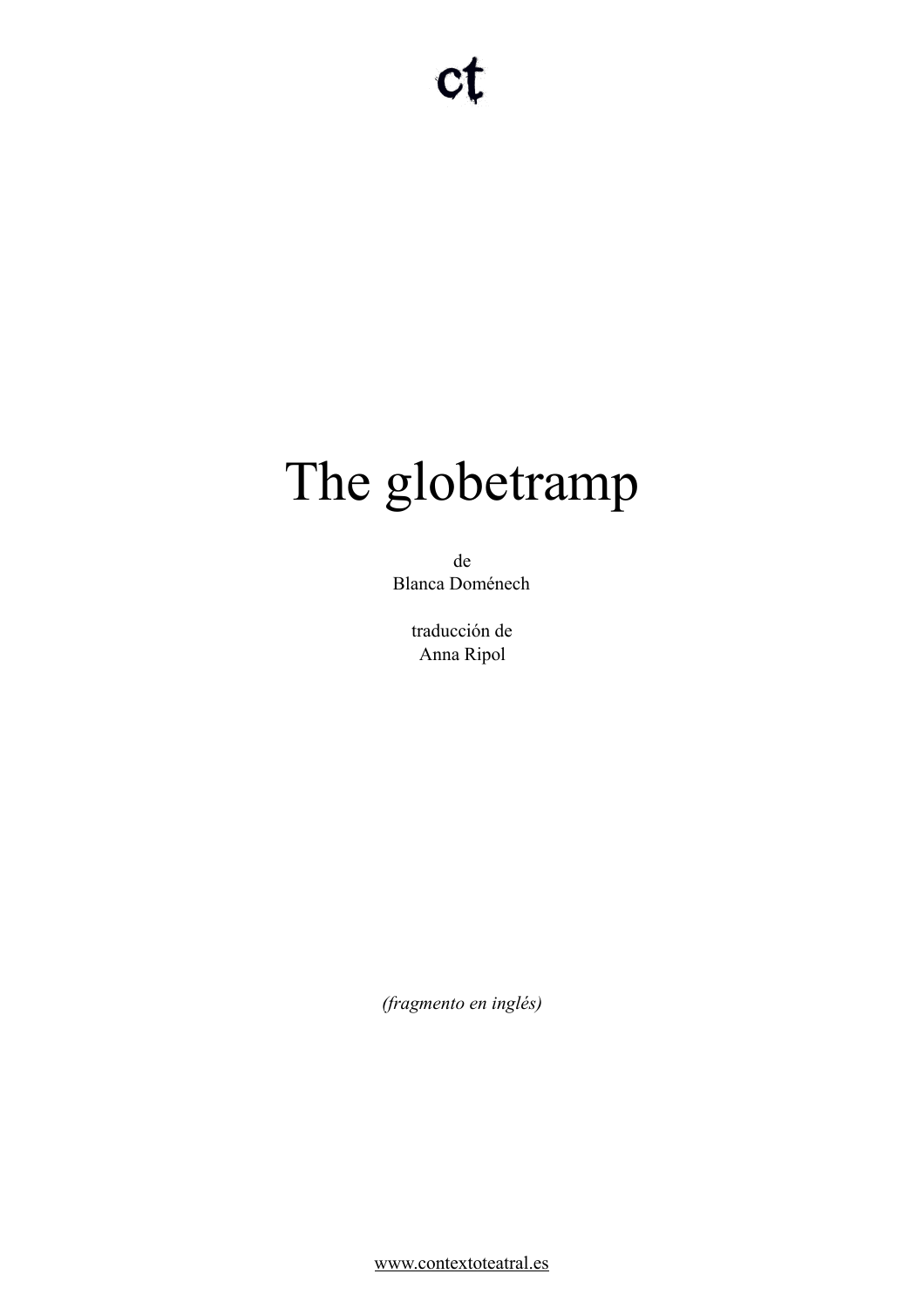ct

# The globetramp

de
Blanca Doménech

traducción de
Anna Ripol

*(fragmento en inglés)*

www.contextoteatral.es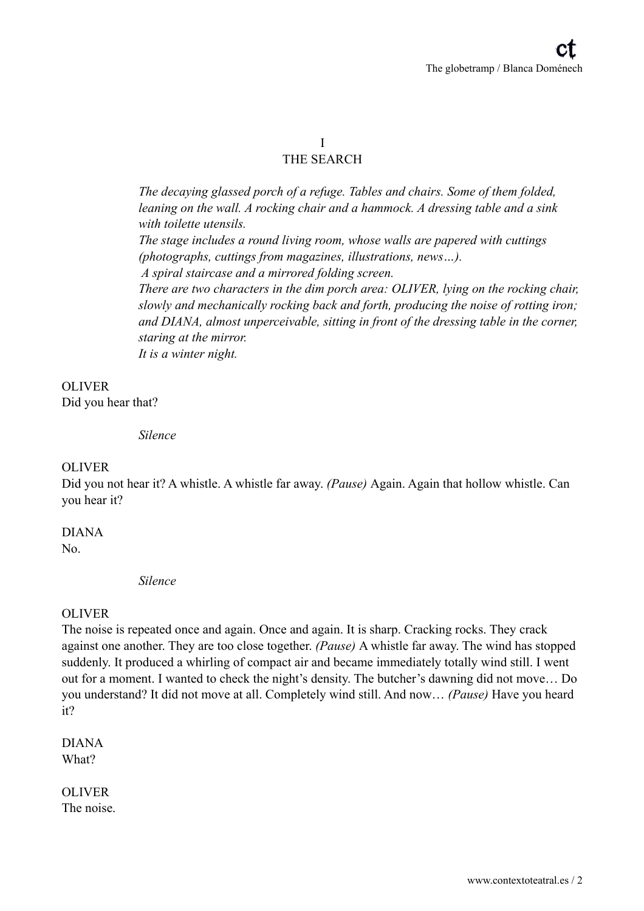# I
# THE SEARCH

*The decaying glassed porch of a refuge. Tables and chairs. Some of them folded, leaning on the wall. A rocking chair and a hammock. A dressing table and a sink with toilette utensils.*
*The stage includes a round living room, whose walls are papered with cuttings (photographs, cuttings from magazines, illustrations, news…).*
*A spiral staircase and a mirrored folding screen.*
*There are two characters in the dim porch area: OLIVER, lying on the rocking chair, slowly and mechanically rocking back and forth, producing the noise of rotting iron; and DIANA, almost unperceivable, sitting in front of the dressing table in the corner, staring at the mirror.*
*It is a winter night.*

OLIVER
Did you hear that?

*Silence*

OLIVER
Did you not hear it? A whistle. A whistle far away. *(Pause)* Again. Again that hollow whistle. Can you hear it?

DIANA
No.

*Silence*

OLIVER
The noise is repeated once and again. Once and again. It is sharp. Cracking rocks. They crack against one another. They are too close together. *(Pause)* A whistle far away. The wind has stopped suddenly. It produced a whirling of compact air and became immediately totally wind still. I went out for a moment. I wanted to check the night's density. The butcher's dawning did not move… Do you understand? It did not move at all. Completely wind still. And now… *(Pause)* Have you heard it?

DIANA
What?

OLIVER
The noise.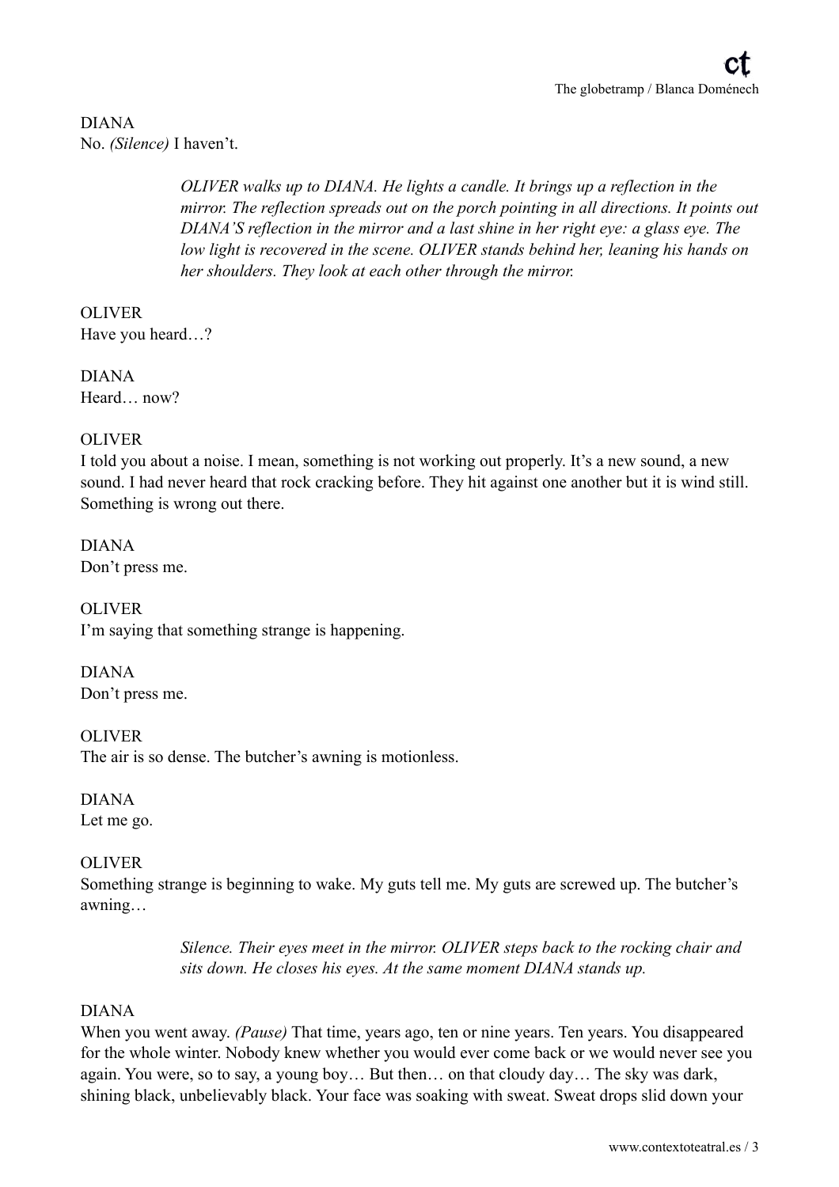DIANA
No. *(Silence)* I haven't.

> *OLIVER walks up to DIANA. He lights a candle. It brings up a reflection in the mirror. The reflection spreads out on the porch pointing in all directions. It points out DIANA'S reflection in the mirror and a last shine in her right eye: a glass eye. The low light is recovered in the scene. OLIVER stands behind her, leaning his hands on her shoulders. They look at each other through the mirror.*

OLIVER
Have you heard…?

DIANA
Heard… now?

OLIVER
I told you about a noise. I mean, something is not working out properly. It's a new sound, a new sound. I had never heard that rock cracking before. They hit against one another but it is wind still. Something is wrong out there.

DIANA
Don't press me.

OLIVER
I'm saying that something strange is happening.

DIANA
Don't press me.

OLIVER
The air is so dense. The butcher's awning is motionless.

DIANA
Let me go.

OLIVER
Something strange is beginning to wake. My guts tell me. My guts are screwed up. The butcher's awning…

> *Silence. Their eyes meet in the mirror. OLIVER steps back to the rocking chair and sits down. He closes his eyes. At the same moment DIANA stands up.*

DIANA
When you went away. *(Pause)* That time, years ago, ten or nine years. Ten years. You disappeared for the whole winter. Nobody knew whether you would ever come back or we would never see you again. You were, so to say, a young boy… But then… on that cloudy day… The sky was dark, shining black, unbelievably black. Your face was soaking with sweat. Sweat drops slid down your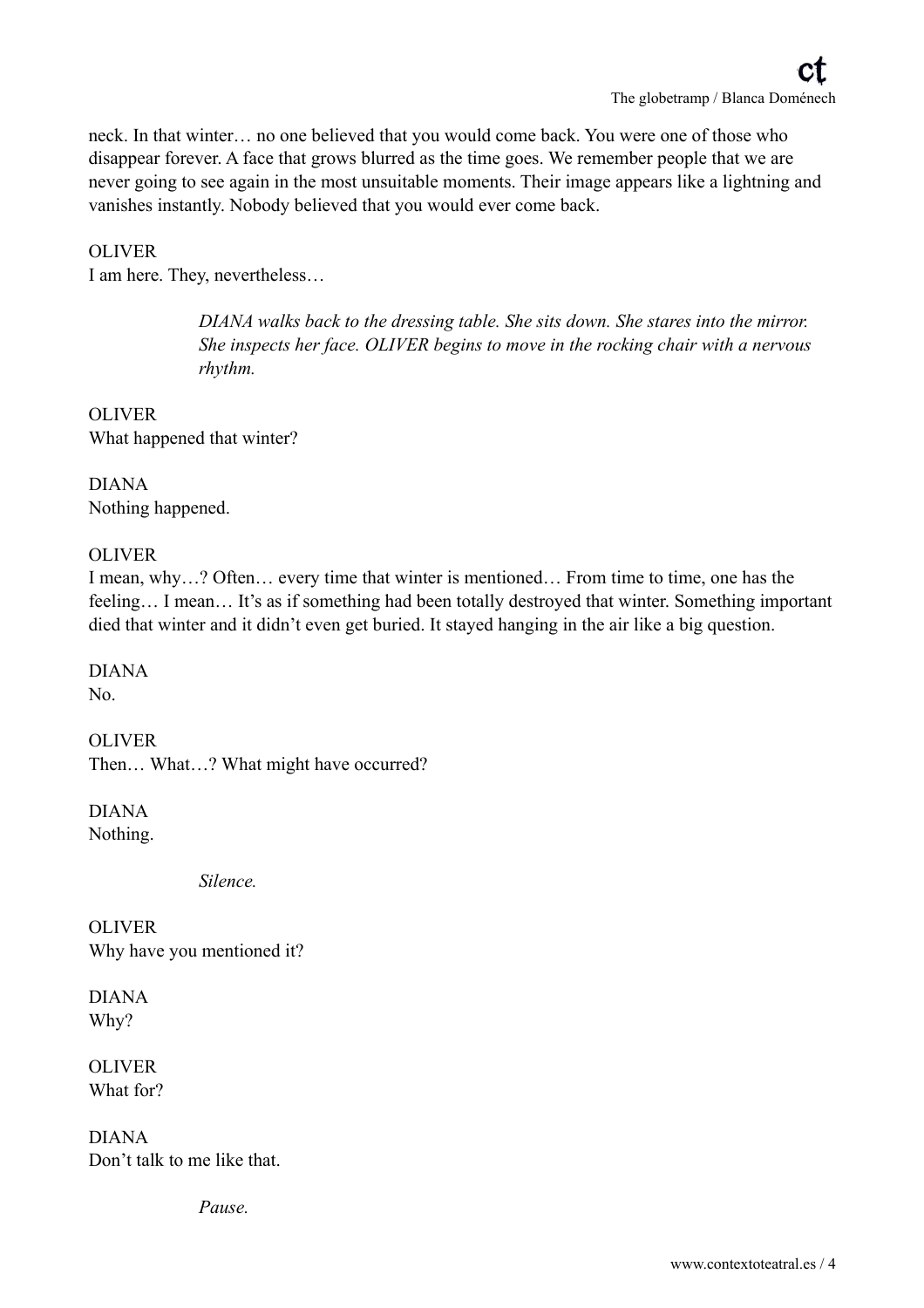neck. In that winter… no one believed that you would come back. You were one of those who disappear forever. A face that grows blurred as the time goes. We remember people that we are never going to see again in the most unsuitable moments. Their image appears like a lightning and vanishes instantly. Nobody believed that you would ever come back.

OLIVER
I am here. They, nevertheless…

> *DIANA walks back to the dressing table. She sits down. She stares into the mirror. She inspects her face. OLIVER begins to move in the rocking chair with a nervous rhythm.*

OLIVER
What happened that winter?

DIANA
Nothing happened.

OLIVER
I mean, why…? Often… every time that winter is mentioned… From time to time, one has the feeling… I mean… It's as if something had been totally destroyed that winter. Something important died that winter and it didn't even get buried. It stayed hanging in the air like a big question.

DIANA
No.

OLIVER
Then… What…? What might have occurred?

DIANA
Nothing.

> *Silence.*

OLIVER
Why have you mentioned it?

DIANA
Why?

OLIVER
What for?

DIANA
Don't talk to me like that.

> *Pause.*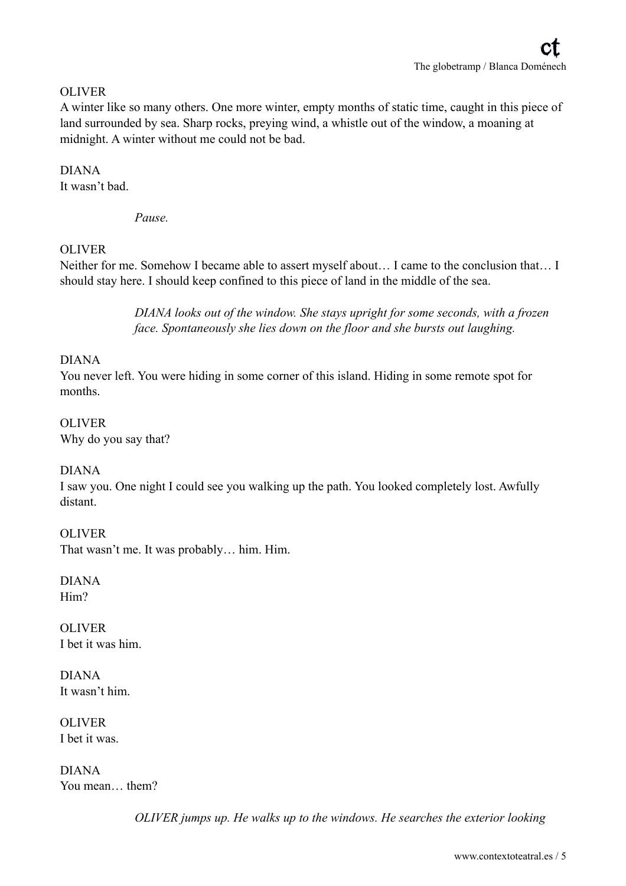OLIVER

A winter like so many others. One more winter, empty months of static time, caught in this piece of land surrounded by sea. Sharp rocks, preying wind, a whistle out of the window, a moaning at midnight. A winter without me could not be bad.

DIANA

It wasn't bad.

*Pause.*

OLIVER

Neither for me. Somehow I became able to assert myself about… I came to the conclusion that… I should stay here. I should keep confined to this piece of land in the middle of the sea.

*DIANA looks out of the window. She stays upright for some seconds, with a frozen face. Spontaneously she lies down on the floor and she bursts out laughing.*

DIANA

You never left. You were hiding in some corner of this island. Hiding in some remote spot for months.

OLIVER

Why do you say that?

DIANA

I saw you. One night I could see you walking up the path. You looked completely lost. Awfully distant.

OLIVER

That wasn't me. It was probably… him. Him.

DIANA

Him?

OLIVER

I bet it was him.

DIANA

It wasn't him.

OLIVER

I bet it was.

DIANA

You mean… them?

*OLIVER jumps up. He walks up to the windows. He searches the exterior looking*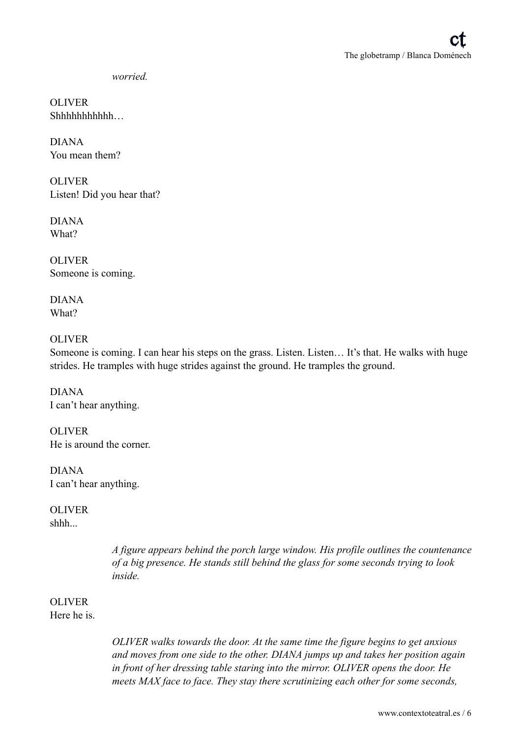*worried.*

OLIVER
Shhhhhhhhhhh…

DIANA
You mean them?

OLIVER
Listen! Did you hear that?

DIANA
What?

OLIVER
Someone is coming.

DIANA
What?

OLIVER
Someone is coming. I can hear his steps on the grass. Listen. Listen… It's that. He walks with huge strides. He tramples with huge strides against the ground. He tramples the ground.

DIANA
I can't hear anything.

OLIVER
He is around the corner.

DIANA
I can't hear anything.

OLIVER
shhh...

> *A figure appears behind the porch large window. His profile outlines the countenance of a big presence. He stands still behind the glass for some seconds trying to look inside.*

OLIVER
Here he is.

> *OLIVER walks towards the door. At the same time the figure begins to get anxious and moves from one side to the other. DIANA jumps up and takes her position again in front of her dressing table staring into the mirror. OLIVER opens the door. He meets MAX face to face. They stay there scrutinizing each other for some seconds,*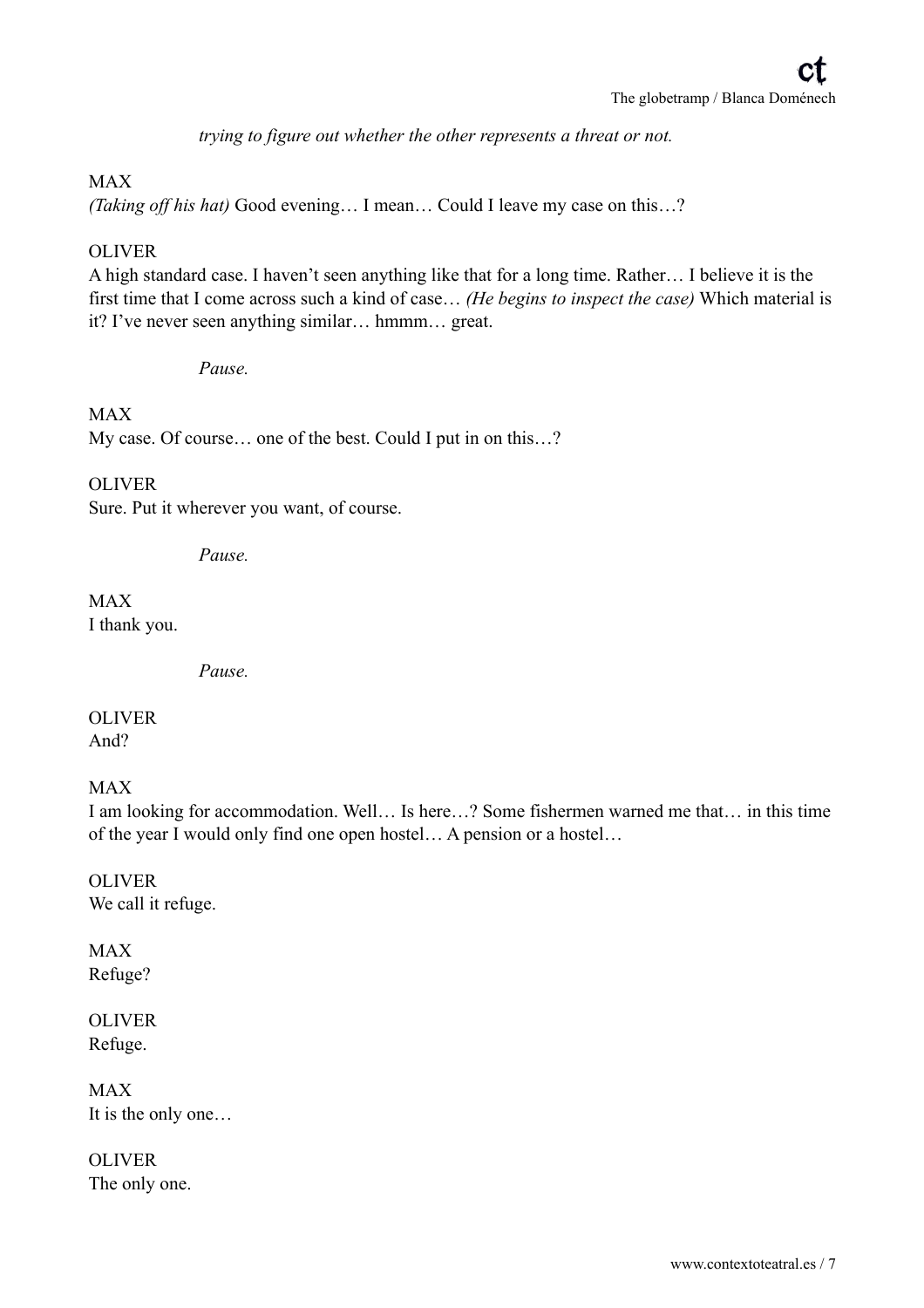*trying to figure out whether the other represents a threat or not.*

MAX
*(Taking off his hat)* Good evening… I mean… Could I leave my case on this…?

OLIVER
A high standard case. I haven't seen anything like that for a long time. Rather… I believe it is the first time that I come across such a kind of case… *(He begins to inspect the case)* Which material is it? I've never seen anything similar… hmmm… great.

*Pause.*

MAX
My case. Of course… one of the best. Could I put in on this…?

OLIVER
Sure. Put it wherever you want, of course.

*Pause.*

MAX
I thank you.

*Pause.*

OLIVER
And?

MAX
I am looking for accommodation. Well… Is here…? Some fishermen warned me that… in this time of the year I would only find one open hostel… A pension or a hostel…

OLIVER
We call it refuge.

MAX
Refuge?

OLIVER
Refuge.

MAX
It is the only one…

OLIVER
The only one.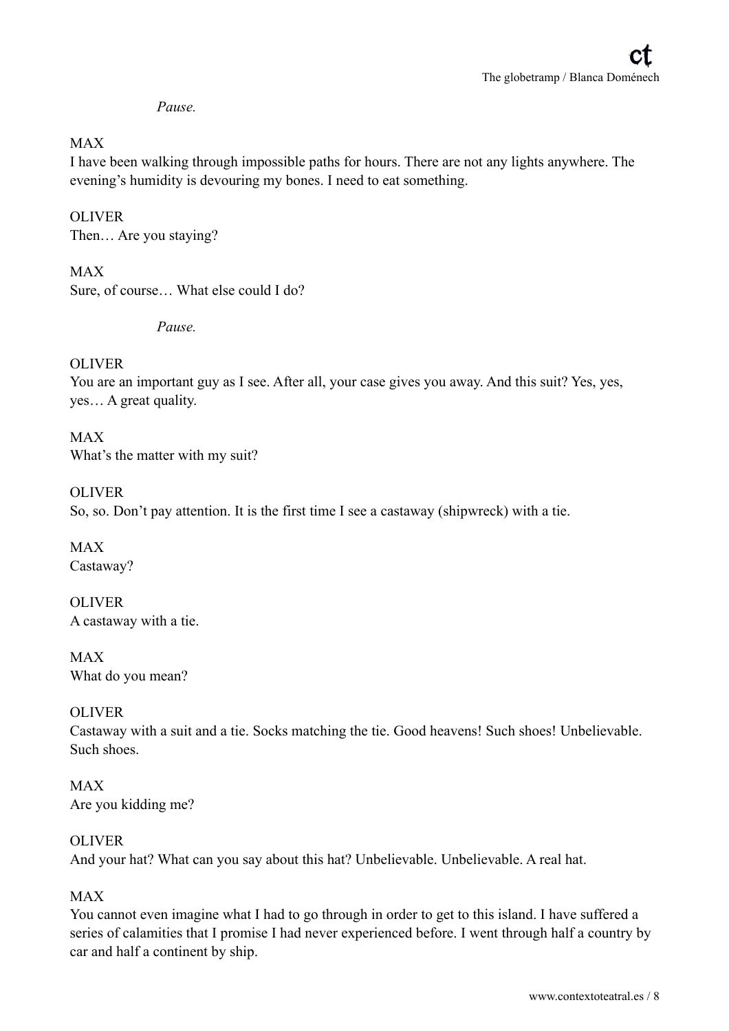*Pause.*

MAX
I have been walking through impossible paths for hours. There are not any lights anywhere. The evening's humidity is devouring my bones. I need to eat something.

OLIVER
Then… Are you staying?

MAX
Sure, of course… What else could I do?

*Pause.*

OLIVER
You are an important guy as I see. After all, your case gives you away. And this suit? Yes, yes, yes… A great quality.

MAX
What's the matter with my suit?

OLIVER
So, so. Don't pay attention. It is the first time I see a castaway (shipwreck) with a tie.

MAX
Castaway?

OLIVER
A castaway with a tie.

MAX
What do you mean?

OLIVER
Castaway with a suit and a tie. Socks matching the tie. Good heavens! Such shoes! Unbelievable. Such shoes.

MAX
Are you kidding me?

OLIVER
And your hat? What can you say about this hat? Unbelievable. Unbelievable. A real hat.

MAX
You cannot even imagine what I had to go through in order to get to this island. I have suffered a series of calamities that I promise I had never experienced before. I went through half a country by car and half a continent by ship.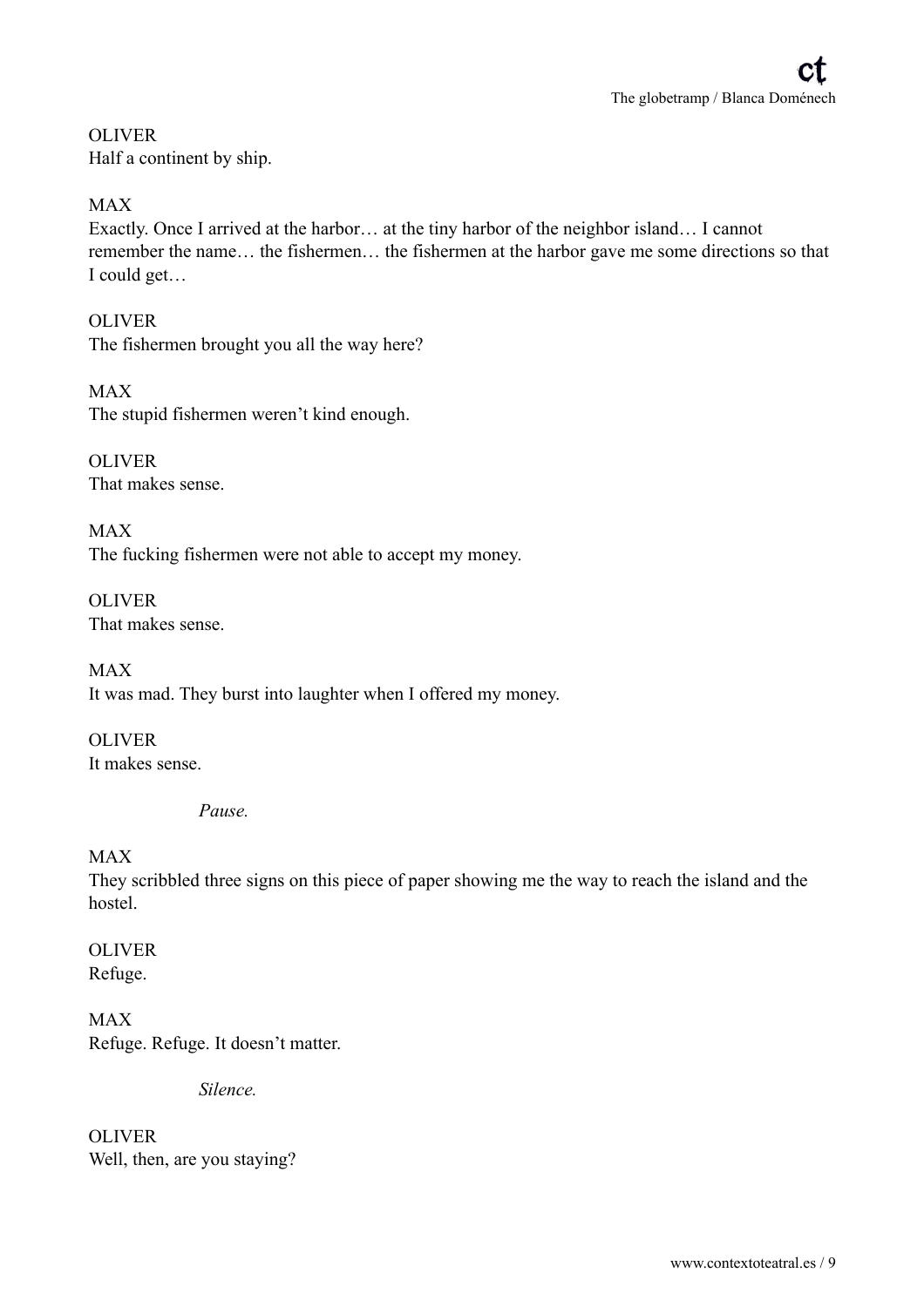OLIVER
Half a continent by ship.

MAX
Exactly. Once I arrived at the harbor… at the tiny harbor of the neighbor island… I cannot remember the name… the fishermen… the fishermen at the harbor gave me some directions so that I could get…

OLIVER
The fishermen brought you all the way here?

MAX
The stupid fishermen weren't kind enough.

OLIVER
That makes sense.

MAX
The fucking fishermen were not able to accept my money.

OLIVER
That makes sense.

MAX
It was mad. They burst into laughter when I offered my money.

OLIVER
It makes sense.

*Pause.*

MAX
They scribbled three signs on this piece of paper showing me the way to reach the island and the hostel.

OLIVER
Refuge.

MAX
Refuge. Refuge. It doesn't matter.

*Silence.*

OLIVER
Well, then, are you staying?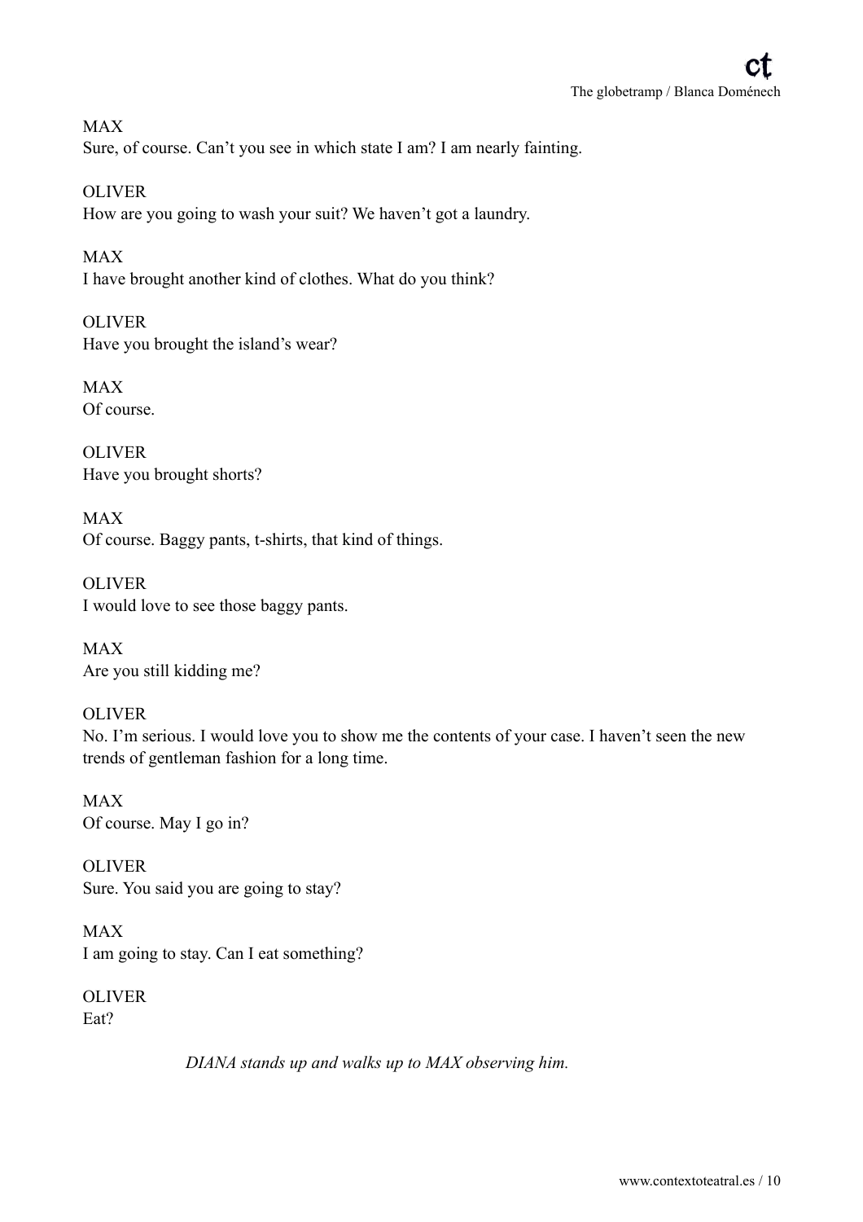MAX
Sure, of course. Can't you see in which state I am? I am nearly fainting.

OLIVER
How are you going to wash your suit? We haven't got a laundry.

MAX
I have brought another kind of clothes. What do you think?

OLIVER
Have you brought the island's wear?

MAX
Of course.

OLIVER
Have you brought shorts?

MAX
Of course. Baggy pants, t-shirts, that kind of things.

OLIVER
I would love to see those baggy pants.

MAX
Are you still kidding me?

OLIVER
No. I'm serious. I would love you to show me the contents of your case. I haven't seen the new trends of gentleman fashion for a long time.

MAX
Of course. May I go in?

OLIVER
Sure. You said you are going to stay?

MAX
I am going to stay. Can I eat something?

OLIVER
Eat?

*DIANA stands up and walks up to MAX observing him.*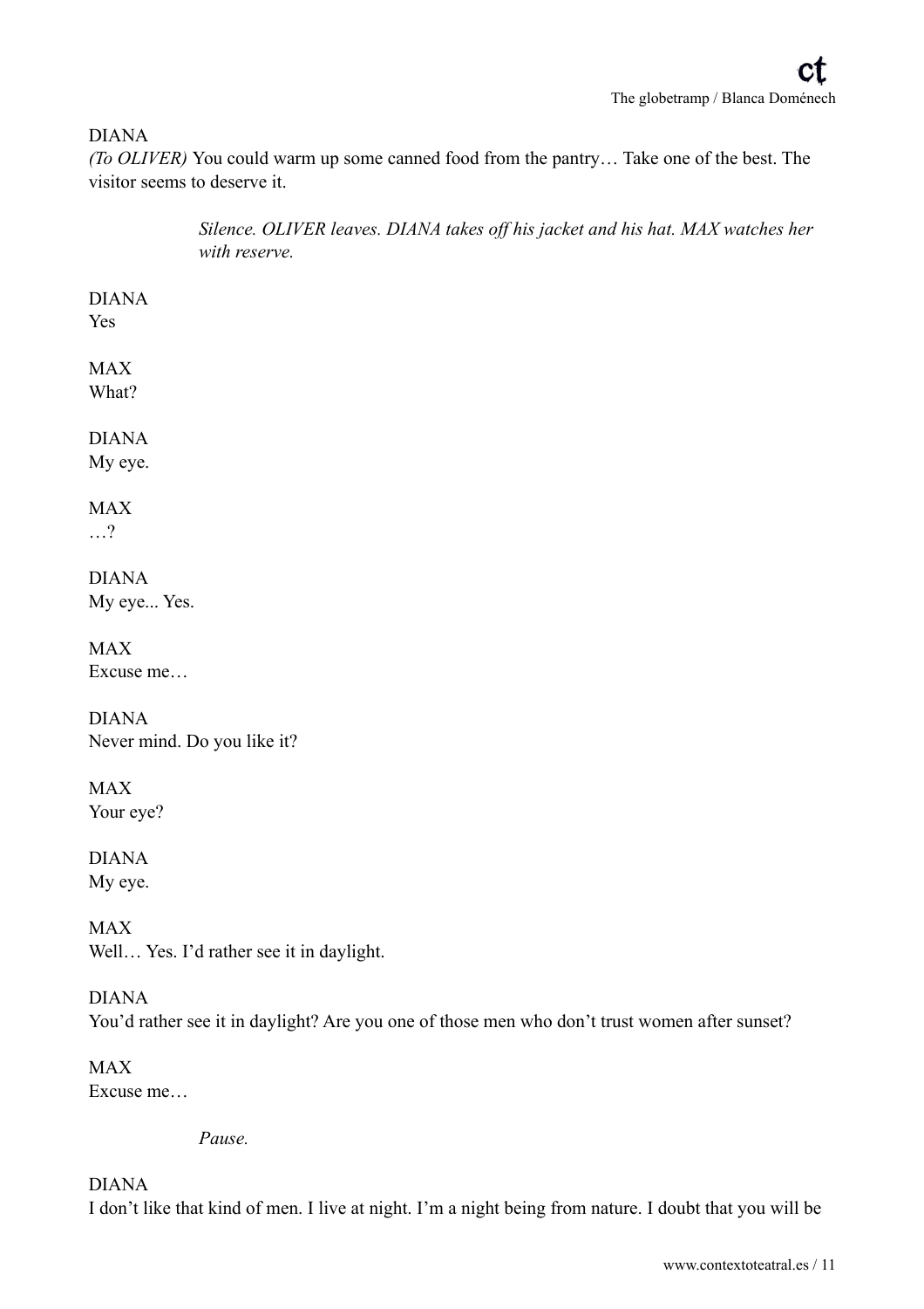DIANA

*(To OLIVER)* You could warm up some canned food from the pantry… Take one of the best. The visitor seems to deserve it.

> *Silence. OLIVER leaves. DIANA takes off his jacket and his hat. MAX watches her with reserve.*

DIANA

Yes

MAX

What?

DIANA

My eye.

MAX

…?

DIANA

My eye... Yes.

MAX

Excuse me…

DIANA

Never mind. Do you like it?

MAX

Your eye?

DIANA

My eye.

MAX

Well… Yes. I'd rather see it in daylight.

DIANA

You'd rather see it in daylight? Are you one of those men who don't trust women after sunset?

MAX

Excuse me…

> *Pause.*

DIANA

I don't like that kind of men. I live at night. I'm a night being from nature. I doubt that you will be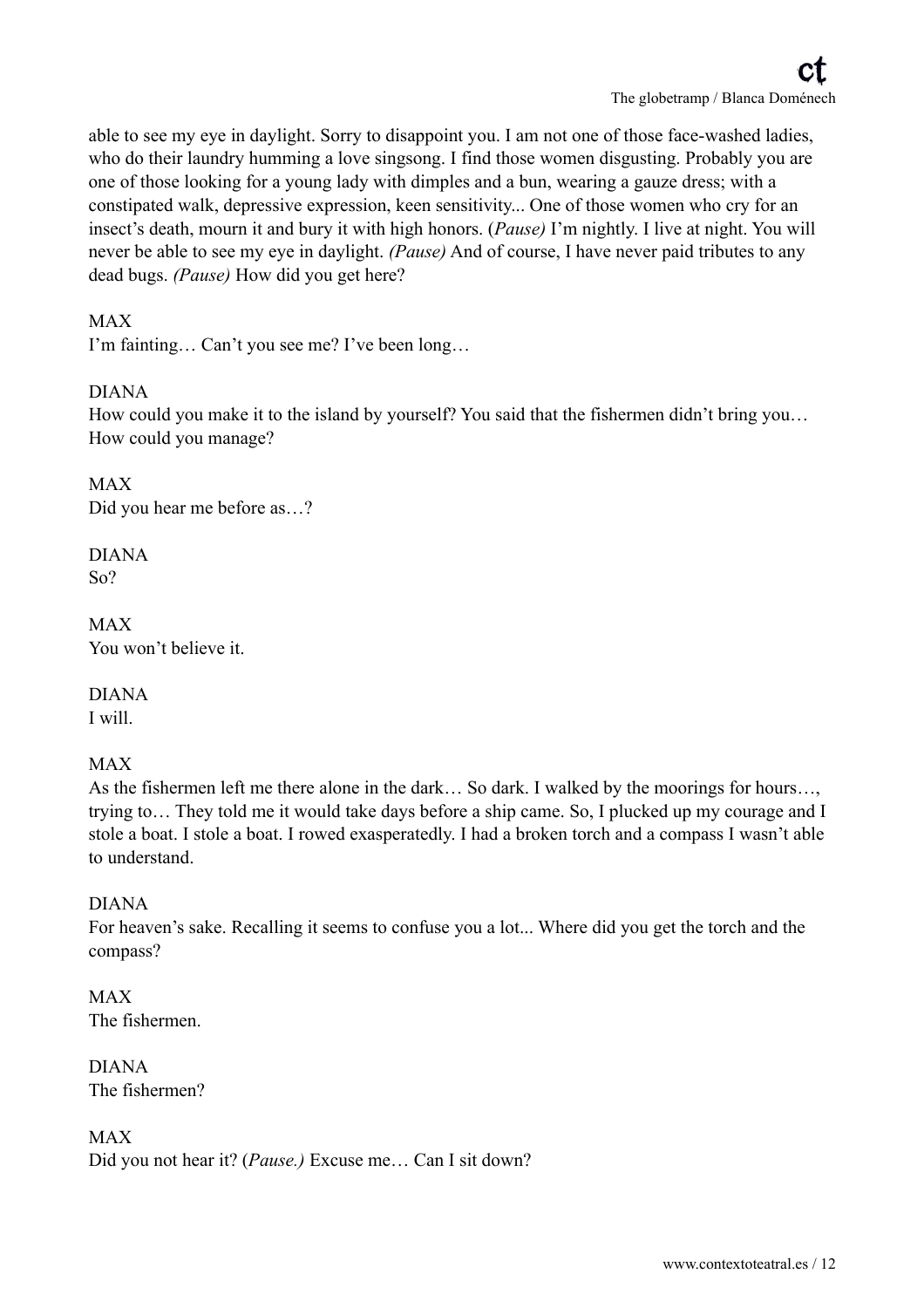able to see my eye in daylight. Sorry to disappoint you. I am not one of those face-washed ladies, who do their laundry humming a love singsong. I find those women disgusting. Probably you are one of those looking for a young lady with dimples and a bun, wearing a gauze dress; with a constipated walk, depressive expression, keen sensitivity... One of those women who cry for an insect's death, mourn it and bury it with high honors. (*Pause*) I'm nightly. I live at night. You will never be able to see my eye in daylight. *(Pause)* And of course, I have never paid tributes to any dead bugs. *(Pause)* How did you get here?

MAX
I'm fainting… Can't you see me? I've been long…

DIANA
How could you make it to the island by yourself? You said that the fishermen didn't bring you… How could you manage?

MAX
Did you hear me before as…?

DIANA
So?

MAX
You won't believe it.

DIANA
I will.

MAX
As the fishermen left me there alone in the dark… So dark. I walked by the moorings for hours…, trying to… They told me it would take days before a ship came. So, I plucked up my courage and I stole a boat. I stole a boat. I rowed exasperatedly. I had a broken torch and a compass I wasn't able to understand.

DIANA
For heaven's sake. Recalling it seems to confuse you a lot... Where did you get the torch and the compass?

MAX
The fishermen.

DIANA
The fishermen?

MAX
Did you not hear it? (*Pause.*) Excuse me… Can I sit down?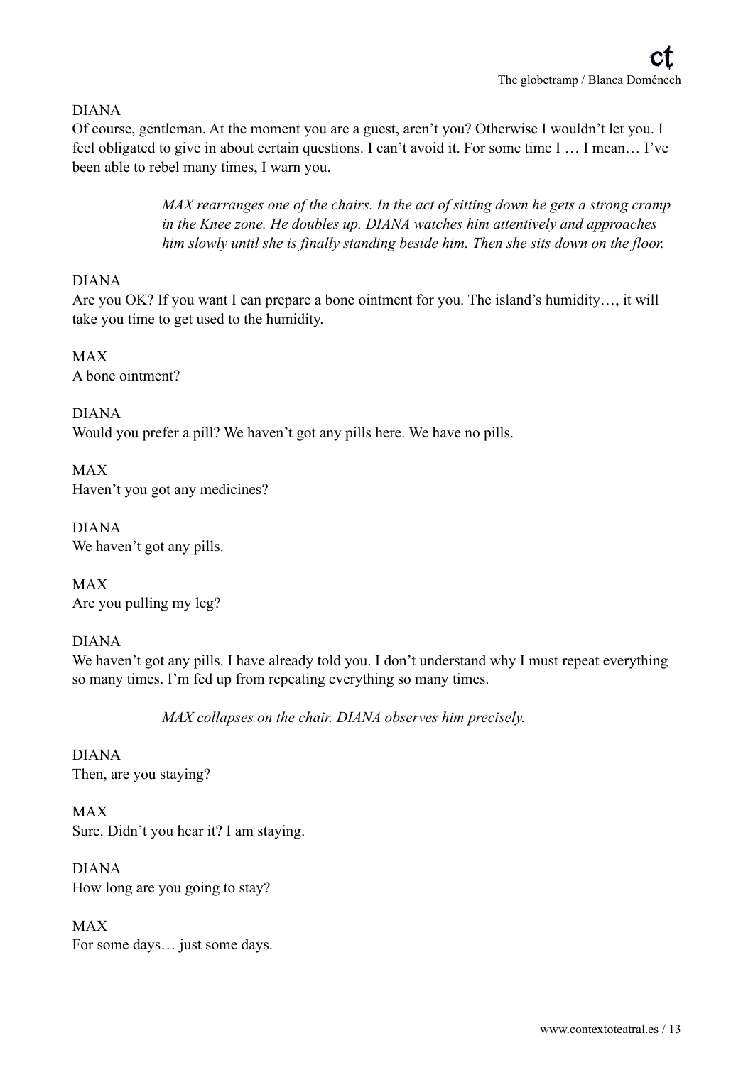DIANA

Of course, gentleman. At the moment you are a guest, aren't you? Otherwise I wouldn't let you. I feel obligated to give in about certain questions. I can't avoid it. For some time I … I mean… I've been able to rebel many times, I warn you.

*MAX rearranges one of the chairs. In the act of sitting down he gets a strong cramp in the Knee zone. He doubles up. DIANA watches him attentively and approaches him slowly until she is finally standing beside him. Then she sits down on the floor.*

DIANA

Are you OK? If you want I can prepare a bone ointment for you. The island's humidity…, it will take you time to get used to the humidity.

MAX

A bone ointment?

DIANA

Would you prefer a pill? We haven't got any pills here. We have no pills.

MAX

Haven't you got any medicines?

DIANA

We haven't got any pills.

MAX

Are you pulling my leg?

DIANA

We haven't got any pills. I have already told you. I don't understand why I must repeat everything so many times. I'm fed up from repeating everything so many times.

*MAX collapses on the chair. DIANA observes him precisely.*

DIANA

Then, are you staying?

MAX

Sure. Didn't you hear it? I am staying.

DIANA

How long are you going to stay?

MAX

For some days… just some days.